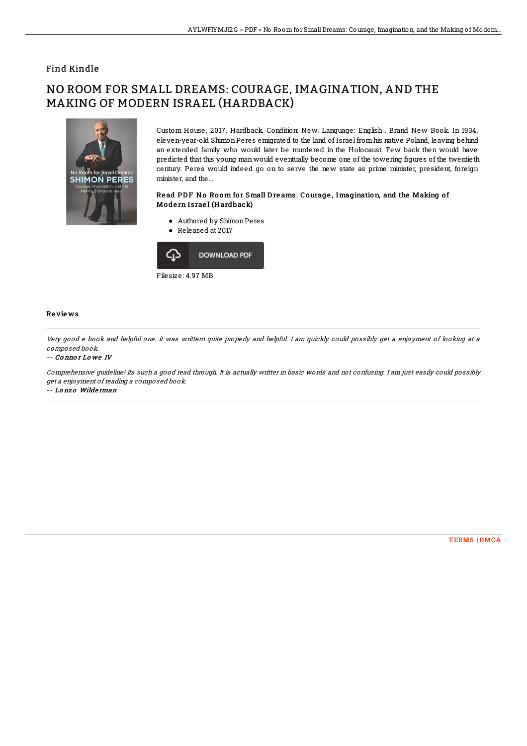Find Kindle

# NO ROOM FOR SMALL DREAMS: COURAGE, IMAGINATION, AND THE MAKING OF MODERN ISRAEL (HARDBACK)

Custom House, 2017. Hardback. Condition: New. Language: English . Brand New Book. In 1934, eleven-year-old Shimon Peres emigrated to the land of Israel from his native Poland, leaving behind an extended family who would later be murdered in the Holocaust. Few back then would have predicted that this young man would eventually become one of the towering figures of the twentieth century. Peres would indeed go on to serve the new state as prime minister, president, foreign minister, and the...

### Read PDF No Room for Small Dreams: Courage, Imagination, and the Making of Modern Israel (Hardback)

- Authored by Shimon Peres
- Released at 2017

DOWNLOAD PDF

Filesize: 4.97 MB

## Reviews

*Very good e book and helpful one. it was writtern quite properly and helpful. I am quickly could possibly get a enjoyment of looking at a composed book.*

*-- Connor Lowe IV*

*Comprehensive guideline! Its such a good read through. It is actually writter in basic words and not confusing. I am just easily could possibly get a enjoyment of reading a composed book.*

*-- Lonzo Wilderman*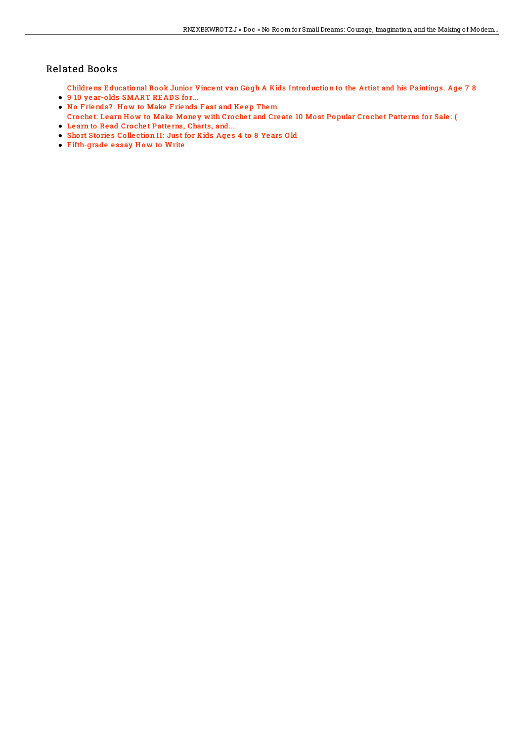## Related Books

- Childrens Educational Book Junior Vincent van Gogh A Kids Introduction to the Artist and his Paintings. Age 7 8 9 10 year-olds SMART READS for...
- No Friends?: How to Make Friends Fast and Keep Them
- Crochet: Learn How to Make Money with Crochet and Create 10 Most Popular Crochet Patterns for Sale: ( Learn to Read Crochet Patterns, Charts, and...
- Short Stories Collection II: Just for Kids Ages 4 to 8 Years Old
- Fifth-grade essay How to Write